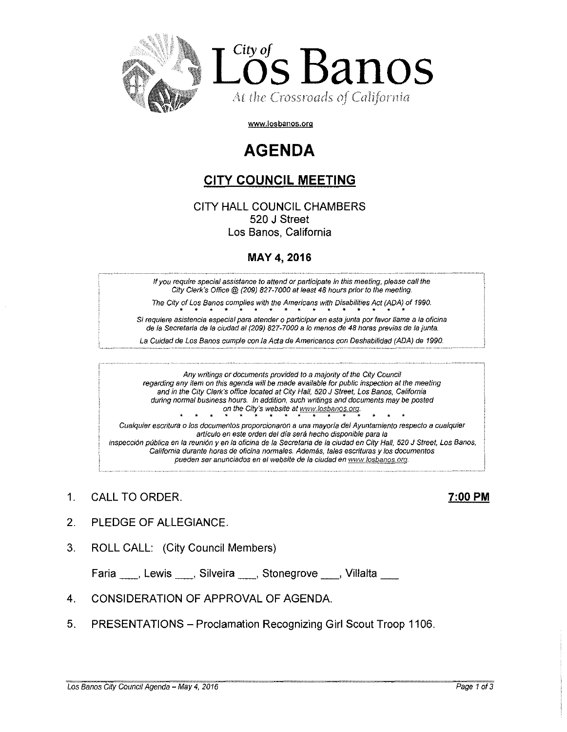City of

# Los Banos

*At the Crossroads of California*

www.losbanos.org

# AGENDA

## CITY COUNCIL MEETING

CITY HALL COUNCIL CHAMBERS
520 J Street
Los Banos, California

**MAY 4, 2016**

*If you require special assistance to attend or participate in this meeting, please call the City Clerk's Office @ (209) 827-7000 at least 48 hours prior to the meeting.*

*The City of Los Banos complies with the Americans with Disabilities Act (ADA) of 1990.*

\* \* \* \* \* \* \* \* \* \* \* \* \* \* \* \* \*

*Si requiere asistencia especial para atender o participar en esta junta por favor llame a la oficina de la Secretaria de la ciudad al (209) 827-7000 a lo menos de 48 horas previas de la junta.*

*La Cuidad de Los Banos cumple con la Acta de Americanos con Deshabilidad (ADA) de 1990.*

*Any writings or documents provided to a majority of the City Council regarding any item on this agenda will be made available for public inspection at the meeting and in the City Clerk's office located at City Hall, 520 J Street, Los Banos, California during normal business hours. In addition, such writings and documents may be posted on the City's website at www.losbanos.org.*

\* \* \* \* \* \* \* \* \* \* \* \* \* \* \* \* \*

*Cualquier escritura o los documentos proporcionaron a una mayoría del Ayuntamiento respecto a cualquier artículo en este orden del día será hecho disponible para la inspección pública en la reunión y en la oficina de la Secretaria de la ciudad en City Hall, 520 J Street, Los Banos, California durante horas de oficina normales. Además, tales escrituras y los documentos pueden ser anunciados en el website de la ciudad en www.losbanos.org.*

1. CALL TO ORDER. **7:00 PM**

2. PLEDGE OF ALLEGIANCE.

3. ROLL CALL: (City Council Members)

   Faria ___, Lewis ___, Silveira ___, Stonegrove ___, Villalta ___

4. CONSIDERATION OF APPROVAL OF AGENDA.

5. PRESENTATIONS – Proclamation Recognizing Girl Scout Troop 1106.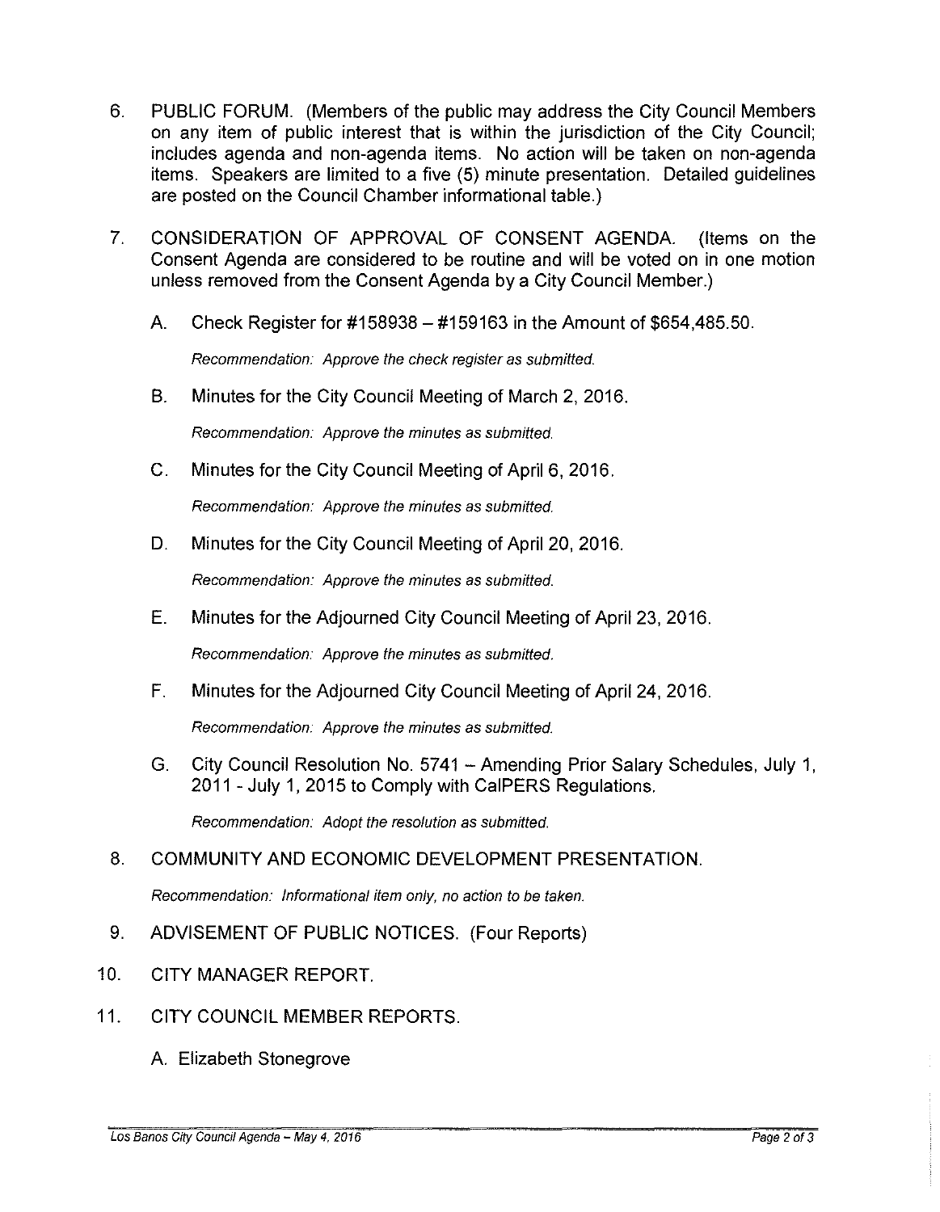6. PUBLIC FORUM. (Members of the public may address the City Council Members on any item of public interest that is within the jurisdiction of the City Council; includes agenda and non-agenda items. No action will be taken on non-agenda items. Speakers are limited to a five (5) minute presentation. Detailed guidelines are posted on the Council Chamber informational table.)

7. CONSIDERATION OF APPROVAL OF CONSENT AGENDA. (Items on the Consent Agenda are considered to be routine and will be voted on in one motion unless removed from the Consent Agenda by a City Council Member.)

   A. Check Register for #158938 – #159163 in the Amount of $654,485.50.

      *Recommendation: Approve the check register as submitted.*

   B. Minutes for the City Council Meeting of March 2, 2016.

      *Recommendation: Approve the minutes as submitted.*

   C. Minutes for the City Council Meeting of April 6, 2016.

      *Recommendation: Approve the minutes as submitted.*

   D. Minutes for the City Council Meeting of April 20, 2016.

      *Recommendation: Approve the minutes as submitted.*

   E. Minutes for the Adjourned City Council Meeting of April 23, 2016.

      *Recommendation: Approve the minutes as submitted.*

   F. Minutes for the Adjourned City Council Meeting of April 24, 2016.

      *Recommendation: Approve the minutes as submitted.*

   G. City Council Resolution No. 5741 – Amending Prior Salary Schedules, July 1, 2011 - July 1, 2015 to Comply with CalPERS Regulations.

      *Recommendation: Adopt the resolution as submitted.*

8. COMMUNITY AND ECONOMIC DEVELOPMENT PRESENTATION.

   *Recommendation: Informational item only, no action to be taken.*

9. ADVISEMENT OF PUBLIC NOTICES. (Four Reports)

10. CITY MANAGER REPORT.

11. CITY COUNCIL MEMBER REPORTS.

    A. Elizabeth Stonegrove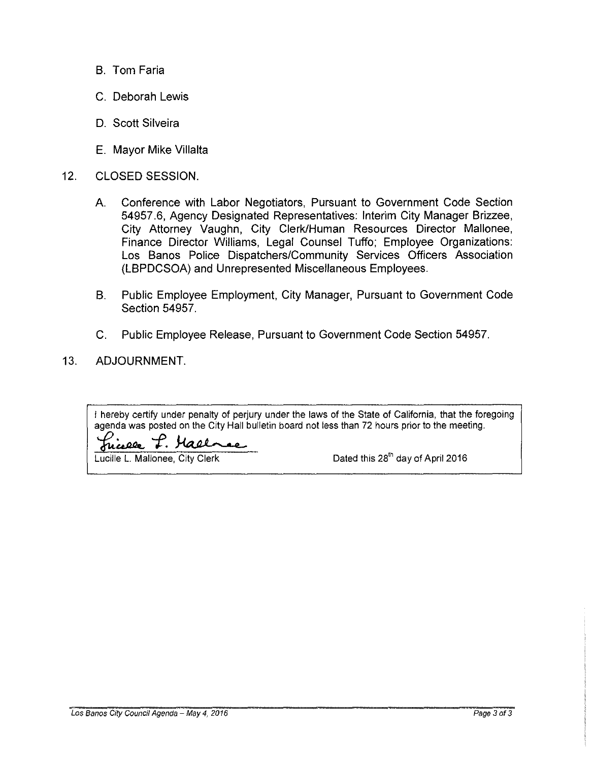B. Tom Faria

C. Deborah Lewis

D. Scott Silveira

E. Mayor Mike Villalta

12. CLOSED SESSION.

    A. Conference with Labor Negotiators, Pursuant to Government Code Section 54957.6, Agency Designated Representatives: Interim City Manager Brizzee, City Attorney Vaughn, City Clerk/Human Resources Director Mallonee, Finance Director Williams, Legal Counsel Tuffo; Employee Organizations: Los Banos Police Dispatchers/Community Services Officers Association (LBPDCSOA) and Unrepresented Miscellaneous Employees.

    B. Public Employee Employment, City Manager, Pursuant to Government Code Section 54957.

    C. Public Employee Release, Pursuant to Government Code Section 54957.

13. ADJOURNMENT.

I hereby certify under penalty of perjury under the laws of the State of California, that the foregoing agenda was posted on the City Hall bulletin board not less than 72 hours prior to the meeting.

Lucille L. Mallonee

Lucille L. Mallonee, City Clerk

Dated this 28th day of April 2016